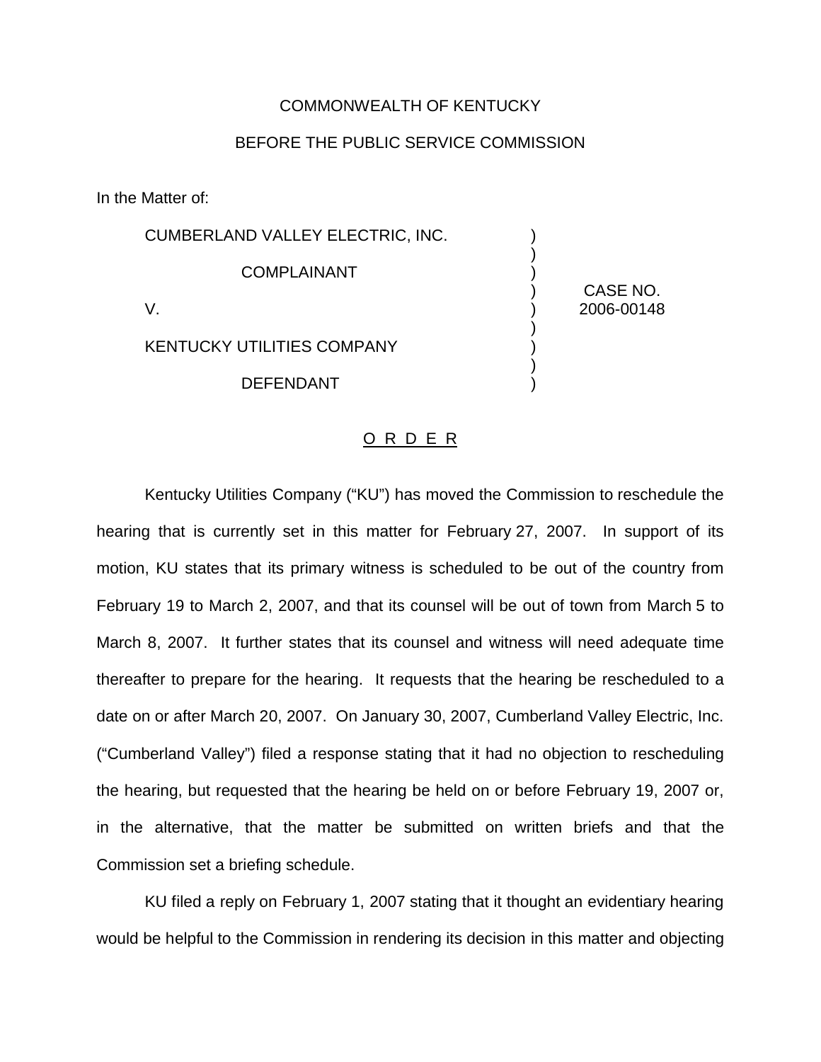COMMONWEALTH OF KENTUCKY

BEFORE THE PUBLIC SERVICE COMMISSION

In the Matter of:

CUMBERLAND VALLEY ELECTRIC, INC.

COMPLAINANT

V.

KENTUCKY UTILITIES COMPANY

DEFENDANT

CASE NO. 2006-00148

O R D E R

Kentucky Utilities Company ("KU") has moved the Commission to reschedule the hearing that is currently set in this matter for February 27, 2007. In support of its motion, KU states that its primary witness is scheduled to be out of the country from February 19 to March 2, 2007, and that its counsel will be out of town from March 5 to March 8, 2007. It further states that its counsel and witness will need adequate time thereafter to prepare for the hearing. It requests that the hearing be rescheduled to a date on or after March 20, 2007. On January 30, 2007, Cumberland Valley Electric, Inc. ("Cumberland Valley") filed a response stating that it had no objection to rescheduling the hearing, but requested that the hearing be held on or before February 19, 2007 or, in the alternative, that the matter be submitted on written briefs and that the Commission set a briefing schedule.

KU filed a reply on February 1, 2007 stating that it thought an evidentiary hearing would be helpful to the Commission in rendering its decision in this matter and objecting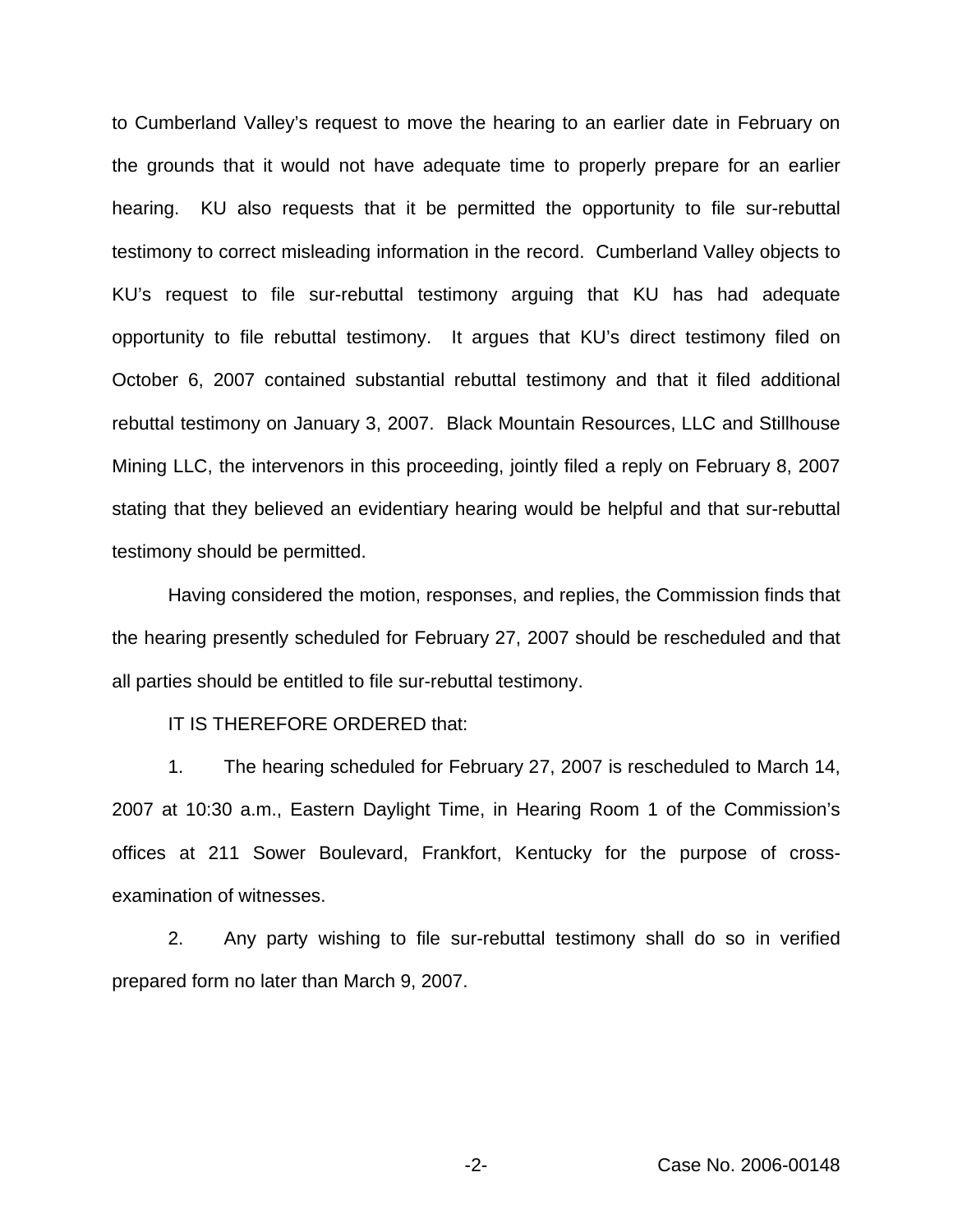to Cumberland Valley's request to move the hearing to an earlier date in February on the grounds that it would not have adequate time to properly prepare for an earlier hearing. KU also requests that it be permitted the opportunity to file sur-rebuttal testimony to correct misleading information in the record. Cumberland Valley objects to KU's request to file sur-rebuttal testimony arguing that KU has had adequate opportunity to file rebuttal testimony. It argues that KU's direct testimony filed on October 6, 2007 contained substantial rebuttal testimony and that it filed additional rebuttal testimony on January 3, 2007. Black Mountain Resources, LLC and Stillhouse Mining LLC, the intervenors in this proceeding, jointly filed a reply on February 8, 2007 stating that they believed an evidentiary hearing would be helpful and that sur-rebuttal testimony should be permitted.

Having considered the motion, responses, and replies, the Commission finds that the hearing presently scheduled for February 27, 2007 should be rescheduled and that all parties should be entitled to file sur-rebuttal testimony.

IT IS THEREFORE ORDERED that:

1. The hearing scheduled for February 27, 2007 is rescheduled to March 14, 2007 at 10:30 a.m., Eastern Daylight Time, in Hearing Room 1 of the Commission's offices at 211 Sower Boulevard, Frankfort, Kentucky for the purpose of cross-examination of witnesses.

2. Any party wishing to file sur-rebuttal testimony shall do so in verified prepared form no later than March 9, 2007.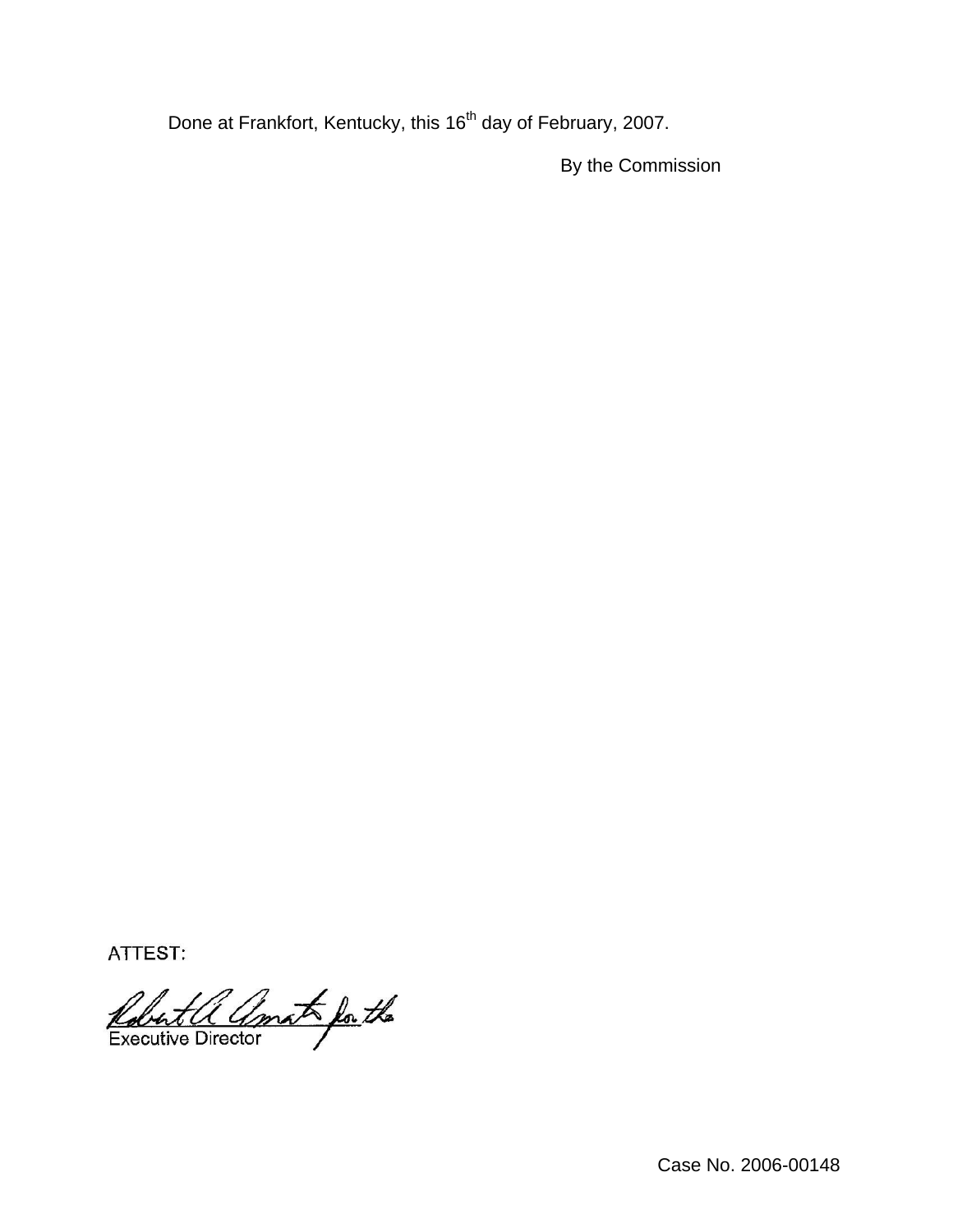Done at Frankfort, Kentucky, this 16th day of February, 2007.

By the Commission

ATTEST:

Robert A. Amato for the
Executive Director

Case No. 2006-00148